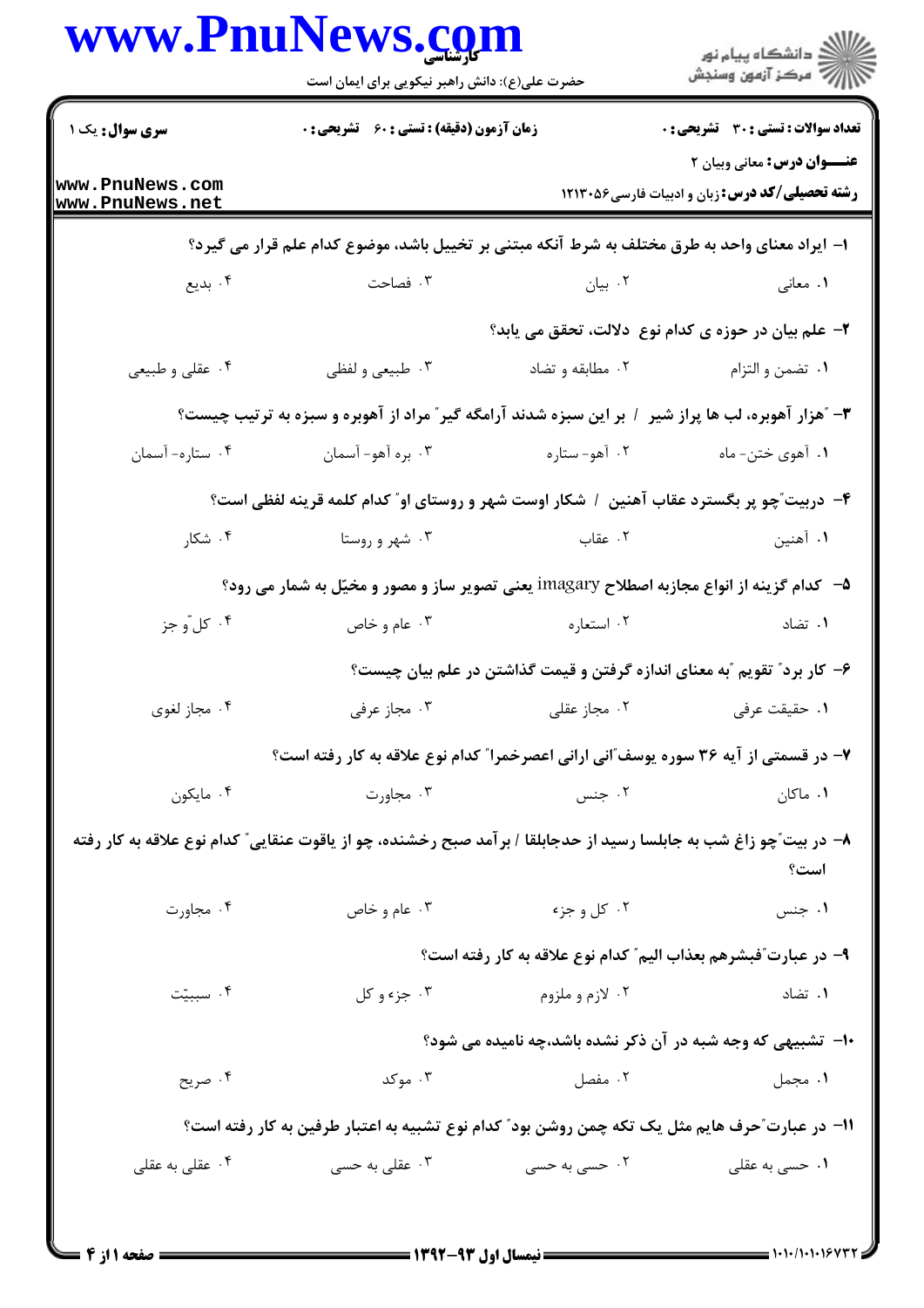**سری سوال:** یک ۱ | **زمان آزمون (دقیقه) : تستی : ۶۰ تشریحی : ۰** | **تعداد سوالات : تستی : ۳۰ تشریحی : ۰**

**عنـــوان درس:** معانی وبیان ۲

**رشته تحصیلی/کد درس:** زبان و ادبیات فارسی۱۲۱۳۰۵۶

۱– ایراد معنای واحد به طرق مختلف به شرط آنکه مبتنی بر تخییل باشد، موضوع کدام علم قرار می گیرد؟

۱. معانی ۲. بیان ۳. فصاحت ۴. بدیع

۲– علم بیان در حوزه ی کدام نوع دلالت، تحقق می یابد؟

۱. تضمن و التزام ۲. مطابقه و تضاد ۳. طبیعی و لفظی ۴. عقلی و طبیعی

۳– "هزار آهوبره، لب ها پراز شیر / بر این سبزه شدند آرامگه گیر" مراد از آهوبره و سبزه به ترتیب چیست؟

۱. آهوی ختن- ماه ۲. آهو- ستاره ۳. بره آهو- آسمان ۴. ستاره- آسمان

۴– دربیت"چو پر بگسترد عقاب آهنین / شکار اوست شهر و روستای او" کدام کلمه قرینه لفظی است؟

۱. آهنین ۲. عقاب ۳. شهر و روستا ۴. شکار

۵– کدام گزینه از انواع مجازبه اصطلاح imagary یعنی تصویر ساز و مصور و مخیّل به شمار می رود؟

۱. تضاد ۲. استعاره ۳. عام و خاص ۴. کل ّو جز

۶– کار برد" تقویم "به معنای اندازه گرفتن و قیمت گذاشتن در علم بیان چیست؟

۱. حقیقت عرفی ۲. مجاز عقلی ۳. مجاز عرفی ۴. مجاز لغوی

۷– در قسمتی از آیه ۳۶ سوره یوسف"انی ارانی اعصرخمرا" کدام نوع علاقه به کار رفته است؟

۱. ماکان ۲. جنس ۳. مجاورت ۴. مایکون

۸– در بیت"چو زاغ شب به جابلسا رسید از حدجابلقا / برآمد صبح رخشنده، چو از یاقوت عنقایی" کدام نوع علاقه به کار رفته است؟

۱. جنس ۲. کل و جزء ۳. عام و خاص ۴. مجاورت

۹– در عبارت"فبشرهم بعذاب الیم" کدام نوع علاقه به کار رفته است؟

۱. تضاد ۲. لازم و ملزوم ۳. جزء و کل ۴. سببیّت

۱۰– تشبیهی که وجه شبه در آن ذکر نشده باشد،چه نامیده می شود؟

۱. مجمل ۲. مفصل ۳. موکد ۴. صریح

۱۱– در عبارت"حرف هایم مثل یک تکه چمن روشن بود" کدام نوع تشبیه به اعتبار طرفین به کار رفته است؟

۱. حسی به عقلی ۲. حسی به حسی ۳. عقلی به حسی ۴. عقلی به عقلی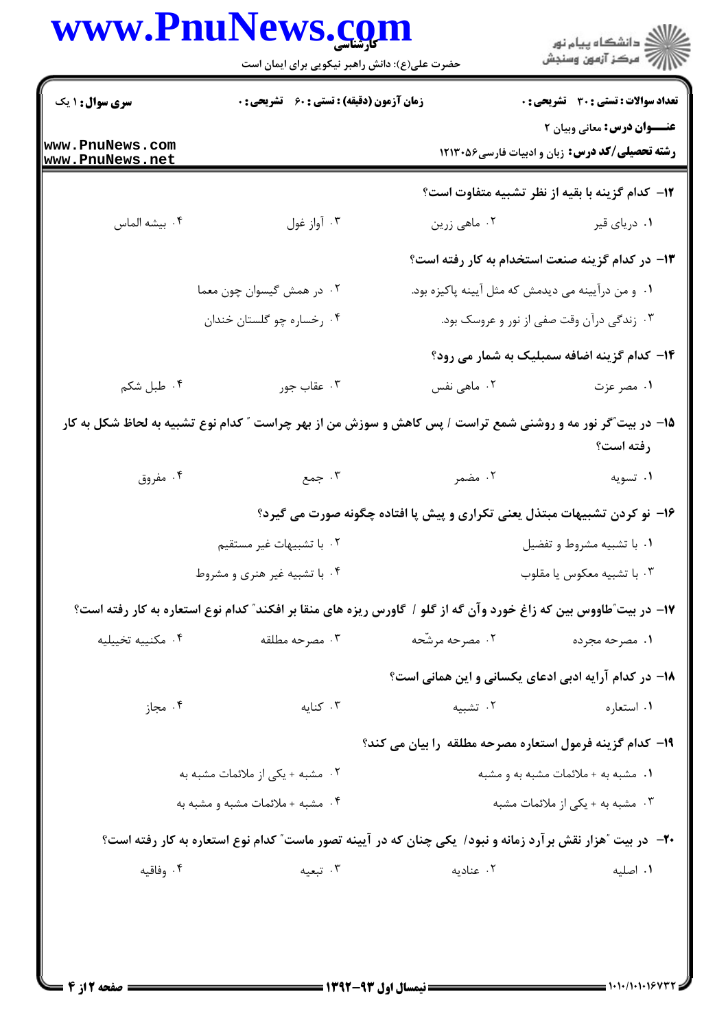**۱۲- کدام گزینه با بقیه از نظر تشبیه متفاوت است؟**

۱. دریای قیر
۲. ماهی زرین
۳. آواز غول
۴. بیشه الماس

**۱۳- در کدام گزینه صنعت استخدام به کار رفته است؟**

۱. و من درآیینه می دیدمش که مثل آیینه پاکیزه بود.
۲. در همش گیسوان چون معما
۳. زندگی درآن وقت صفی از نور و عروسک بود.
۴. رخساره چو گلستان خندان

**۱۴- کدام گزینه اضافه سمبلیک به شمار می رود؟**

۱. مصر عزت
۲. ماهی نفس
۳. عقاب جور
۴. طبل شکم

**۱۵- در بیت"گر نور مه و روشنی شمع تراست / پس کاهش و سوزش من از بهر چراست " کدام نوع تشبیه به لحاظ شکل به کار رفته است؟**

۱. تسویه
۲. مضمر
۳. جمع
۴. مفروق

**۱۶- نو کردن تشبیهات مبتذل یعنی تکراری و پیش پا افتاده چگونه صورت می گیرد؟**

۱. با تشبیه مشروط و تفضیل
۲. با تشبیهات غیر مستقیم
۳. با تشبیه معکوس یا مقلوب
۴. با تشبیه غیر هنری و مشروط

**۱۷- در بیت"طاووس بین که زاغ خورد وآن گه از گلو / گاورس ریزه های منقا بر افکند" کدام نوع استعاره به کار رفته است؟**

۱. مصرحه مجرده
۲. مصرحه مرشّحه
۳. مصرحه مطلقه
۴. مکنیه تخییلیه

**۱۸- در کدام آرایه ادبی ادعای یکسانی و این همانی است؟**

۱. استعاره
۲. تشبیه
۳. کنایه
۴. مجاز

**۱۹- کدام گزینه فرمول استعاره مصرحه مطلقه را بیان می کند؟**

۱. مشبه به + ملائمات مشبه به و مشبه
۲. مشبه + یکی از ملائمات مشبه به
۳. مشبه به + یکی از ملائمات مشبه
۴. مشبه + ملائمات مشبه و مشبه به

**۲۰- در بیت "هزار نقش برآرد زمانه و نبود/ یکی چنان که در آیینه تصور ماست" کدام نوع استعاره به کار رفته است؟**

۱. اصلیه
۲. عنادیه
۳. تبعیه
۴. وفاقیه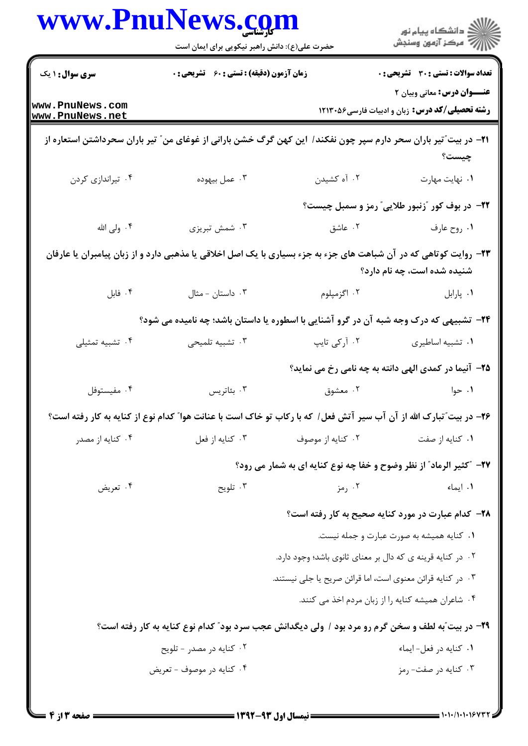۲۱- در بیت "تیر باران سحر دارم سپر چون نفکند/ این کهن گرگ خشن بارانی از غوغای من" تیر باران سحرداشتن استعاره از چیست؟

۱. نهایت مهارت
۲. آه کشیدن
۳. عمل بیهوده
۴. تیراندازی کردن

۲۲- در بوف کور "زنبور طلایی" رمز و سمبل چیست؟

۱. روح عارف
۲. عاشق
۳. شمش تبریزی
۴. ولی الله

۲۳- روایت کوتاهی که در آن شباهت های جزء به جزء بسیاری با یک اصل اخلاقی یا مذهبی دارد و از زبان پیامبران یا عارفان شنیده شده است، چه نام دارد؟

۱. پارابل
۲. اگزمپلوم
۳. داستان - مثال
۴. فابل

۲۴- تشبیهی که درک وجه شبه آن در گرو آشنایی با اسطوره یا داستان باشد؛ چه نامیده می شود؟

۱. تشبیه اساطیری
۲. آرکی تایپ
۳. تشبیه تلمیحی
۴. تشبیه تمثیلی

۲۵- آنیما در کمدی الهی دانته به چه نامی رخ می نماید؟

۱. حوا
۲. معشوق
۳. بئاتریس
۴. مفیستوفل

۲۶- در بیت "تبارک الله از آن آب سیر آتش فعل/ که با رکاب تو خاک است با عنانت هوا" کدام نوع از کنایه به کار رفته است؟

۱. کنایه از صفت
۲. کنایه از موصوف
۳. کنایه از فعل
۴. کنایه از مصدر

۲۷- "کثیر الرماد" از نظر وضوح و خفا چه نوع کنایه ای به شمار می رود؟

۱. ایماء
۲. رمز
۳. تلویح
۴. تعریض

۲۸- کدام عبارت در مورد کنایه صحیح به کار رفته است؟

۱. کنایه همیشه به صورت عبارت و جمله نیست.
۲. در کنایه قرینه ی که دال بر معنای ثانوی باشد؛ وجود دارد.
۳. در کنایه قرائن معنوی است، اما قرائن صریح یا جلی نیستند.
۴. شاعران همیشه کنایه را از زبان مردم اخذ می کنند.

۲۹- در بیت "به لطف و سخن گرم رو مرد بود / ولی دیگدانش عجب سرد بود" کدام نوع کنایه به کار رفته است؟

۱. کنایه در فعل- ایماء
۲. کنایه در مصدر - تلویح
۳. کنایه در صفت- رمز
۴. کنایه در موصوف - تعریض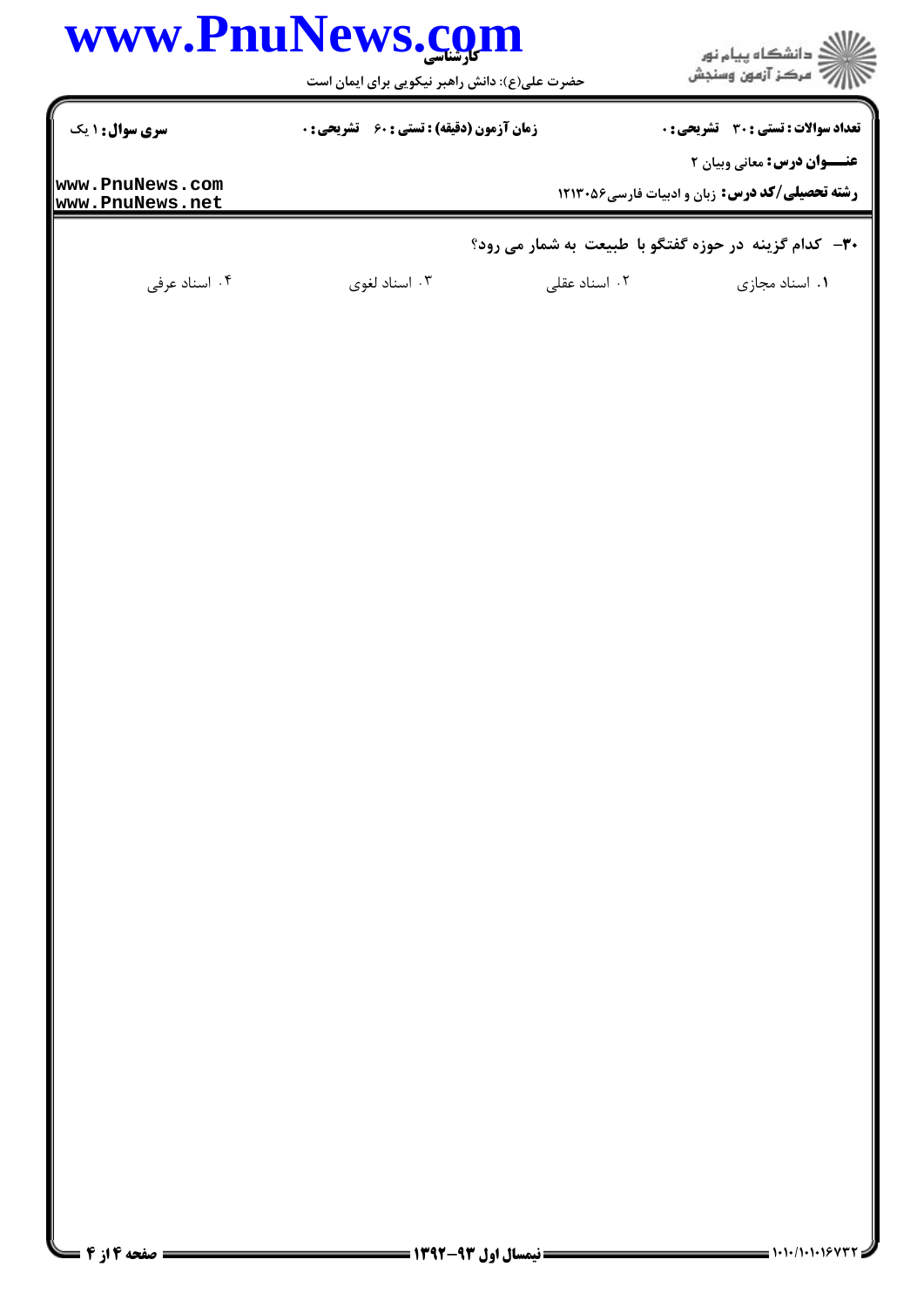**۳۰-** کدام گزینه در حوزه گفتگو با طبیعت به شمار می رود؟

۱. اسناد مجازی

۲. اسناد عقلی

۳. اسناد لغوی

۴. اسناد عرفی